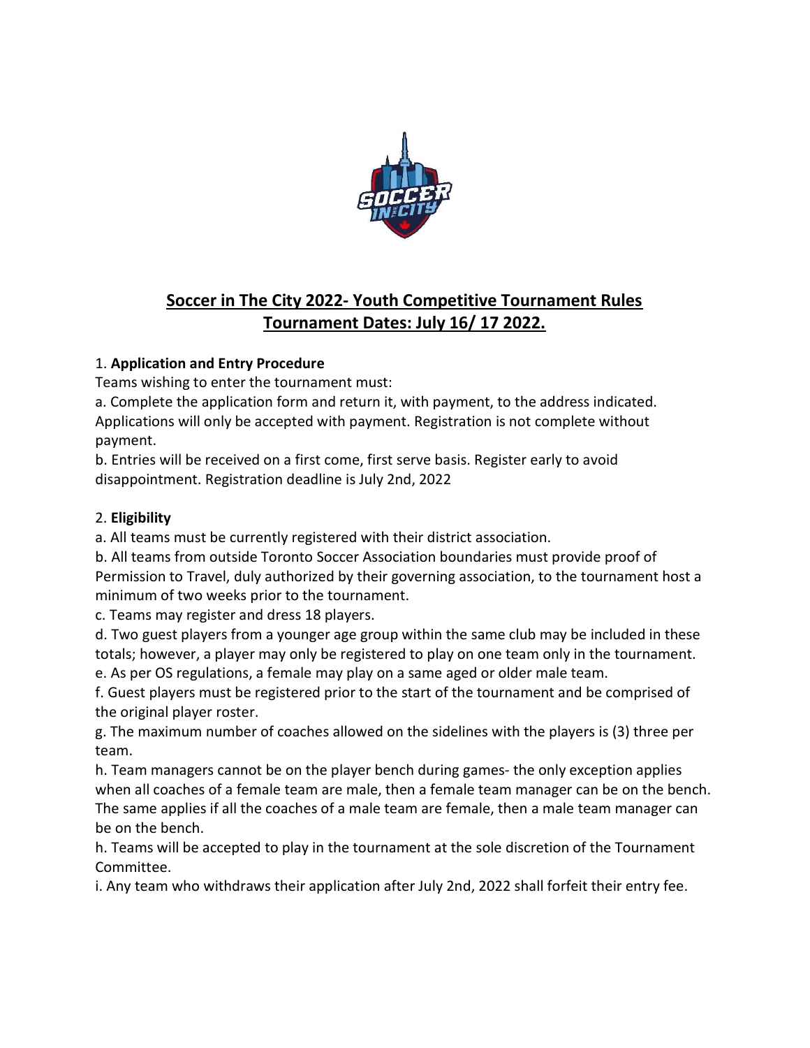# Soccer in The City 2022- Youth Competitive Tournament Rules
## Tournament Dates: July 16/ 17 2022.

1. **Application and Entry Procedure**

Teams wishing to enter the tournament must:

a. Complete the application form and return it, with payment, to the address indicated. Applications will only be accepted with payment. Registration is not complete without payment.

b. Entries will be received on a first come, first serve basis. Register early to avoid disappointment. Registration deadline is July 2nd, 2022

2. **Eligibility**

a. All teams must be currently registered with their district association.

b. All teams from outside Toronto Soccer Association boundaries must provide proof of Permission to Travel, duly authorized by their governing association, to the tournament host a minimum of two weeks prior to the tournament.

c. Teams may register and dress 18 players.

d. Two guest players from a younger age group within the same club may be included in these totals; however, a player may only be registered to play on one team only in the tournament.

e. As per OS regulations, a female may play on a same aged or older male team.

f. Guest players must be registered prior to the start of the tournament and be comprised of the original player roster.

g. The maximum number of coaches allowed on the sidelines with the players is (3) three per team.

h. Team managers cannot be on the player bench during games- the only exception applies when all coaches of a female team are male, then a female team manager can be on the bench. The same applies if all the coaches of a male team are female, then a male team manager can be on the bench.

h. Teams will be accepted to play in the tournament at the sole discretion of the Tournament Committee.

i. Any team who withdraws their application after July 2nd, 2022 shall forfeit their entry fee.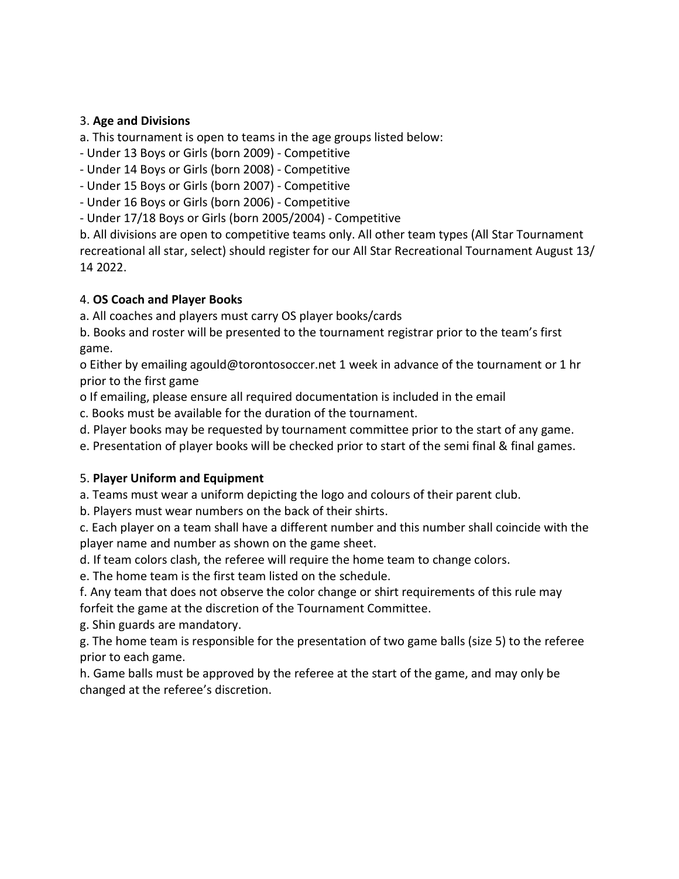3. **Age and Divisions**

a. This tournament is open to teams in the age groups listed below:

- Under 13 Boys or Girls (born 2009) - Competitive
- Under 14 Boys or Girls (born 2008) - Competitive
- Under 15 Boys or Girls (born 2007) - Competitive
- Under 16 Boys or Girls (born 2006) - Competitive
- Under 17/18 Boys or Girls (born 2005/2004) - Competitive

b. All divisions are open to competitive teams only. All other team types (All Star Tournament recreational all star, select) should register for our All Star Recreational Tournament August 13/ 14 2022.

4. **OS Coach and Player Books**

a. All coaches and players must carry OS player books/cards

b. Books and roster will be presented to the tournament registrar prior to the team's first game.

o Either by emailing agould@torontosoccer.net 1 week in advance of the tournament or 1 hr prior to the first game

o If emailing, please ensure all required documentation is included in the email

c. Books must be available for the duration of the tournament.

d. Player books may be requested by tournament committee prior to the start of any game.

e. Presentation of player books will be checked prior to start of the semi final & final games.

5. **Player Uniform and Equipment**

a. Teams must wear a uniform depicting the logo and colours of their parent club.

b. Players must wear numbers on the back of their shirts.

c. Each player on a team shall have a different number and this number shall coincide with the player name and number as shown on the game sheet.

d. If team colors clash, the referee will require the home team to change colors.

e. The home team is the first team listed on the schedule.

f. Any team that does not observe the color change or shirt requirements of this rule may forfeit the game at the discretion of the Tournament Committee.

g. Shin guards are mandatory.

g. The home team is responsible for the presentation of two game balls (size 5) to the referee prior to each game.

h. Game balls must be approved by the referee at the start of the game, and may only be changed at the referee's discretion.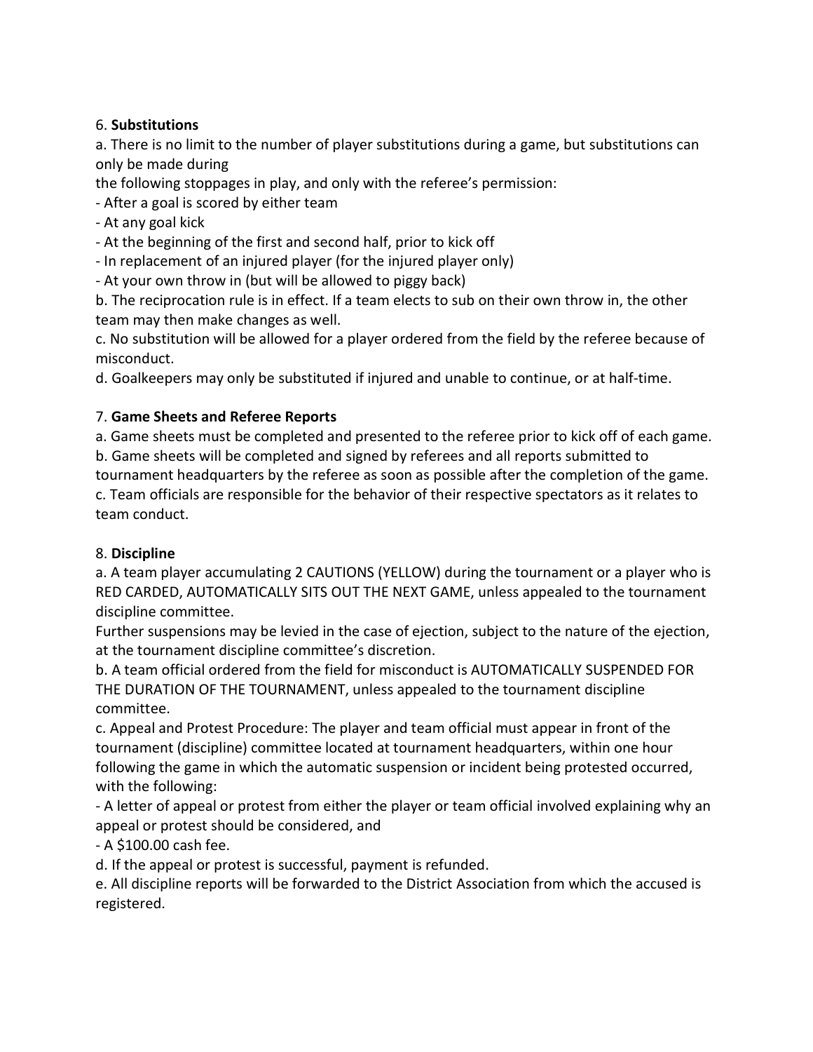6. **Substitutions**

a. There is no limit to the number of player substitutions during a game, but substitutions can only be made during
the following stoppages in play, and only with the referee's permission:
- After a goal is scored by either team
- At any goal kick
- At the beginning of the first and second half, prior to kick off
- In replacement of an injured player (for the injured player only)
- At your own throw in (but will be allowed to piggy back)

b. The reciprocation rule is in effect. If a team elects to sub on their own throw in, the other team may then make changes as well.

c. No substitution will be allowed for a player ordered from the field by the referee because of misconduct.

d. Goalkeepers may only be substituted if injured and unable to continue, or at half-time.

7. **Game Sheets and Referee Reports**

a. Game sheets must be completed and presented to the referee prior to kick off of each game.

b. Game sheets will be completed and signed by referees and all reports submitted to tournament headquarters by the referee as soon as possible after the completion of the game.

c. Team officials are responsible for the behavior of their respective spectators as it relates to team conduct.

8. **Discipline**

a. A team player accumulating 2 CAUTIONS (YELLOW) during the tournament or a player who is RED CARDED, AUTOMATICALLY SITS OUT THE NEXT GAME, unless appealed to the tournament discipline committee.
Further suspensions may be levied in the case of ejection, subject to the nature of the ejection, at the tournament discipline committee's discretion.

b. A team official ordered from the field for misconduct is AUTOMATICALLY SUSPENDED FOR THE DURATION OF THE TOURNAMENT, unless appealed to the tournament discipline committee.

c. Appeal and Protest Procedure: The player and team official must appear in front of the tournament (discipline) committee located at tournament headquarters, within one hour following the game in which the automatic suspension or incident being protested occurred, with the following:
- A letter of appeal or protest from either the player or team official involved explaining why an appeal or protest should be considered, and
- A $100.00 cash fee.

d. If the appeal or protest is successful, payment is refunded.

e. All discipline reports will be forwarded to the District Association from which the accused is registered.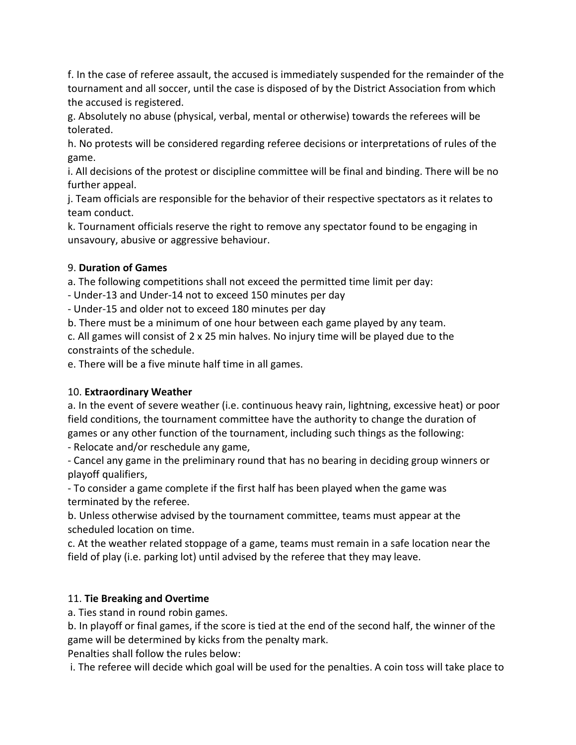f. In the case of referee assault, the accused is immediately suspended for the remainder of the tournament and all soccer, until the case is disposed of by the District Association from which the accused is registered.

g. Absolutely no abuse (physical, verbal, mental or otherwise) towards the referees will be tolerated.

h. No protests will be considered regarding referee decisions or interpretations of rules of the game.

i. All decisions of the protest or discipline committee will be final and binding. There will be no further appeal.

j. Team officials are responsible for the behavior of their respective spectators as it relates to team conduct.

k. Tournament officials reserve the right to remove any spectator found to be engaging in unsavoury, abusive or aggressive behaviour.

9. **Duration of Games**

a. The following competitions shall not exceed the permitted time limit per day:

- Under-13 and Under-14 not to exceed 150 minutes per day
- Under-15 and older not to exceed 180 minutes per day

b. There must be a minimum of one hour between each game played by any team.

c. All games will consist of 2 x 25 min halves. No injury time will be played due to the constraints of the schedule.

e. There will be a five minute half time in all games.

10. **Extraordinary Weather**

a. In the event of severe weather (i.e. continuous heavy rain, lightning, excessive heat) or poor field conditions, the tournament committee have the authority to change the duration of games or any other function of the tournament, including such things as the following:

- Relocate and/or reschedule any game,
- Cancel any game in the preliminary round that has no bearing in deciding group winners or playoff qualifiers,
- To consider a game complete if the first half has been played when the game was terminated by the referee.

b. Unless otherwise advised by the tournament committee, teams must appear at the scheduled location on time.

c. At the weather related stoppage of a game, teams must remain in a safe location near the field of play (i.e. parking lot) until advised by the referee that they may leave.

11. **Tie Breaking and Overtime**

a. Ties stand in round robin games.

b. In playoff or final games, if the score is tied at the end of the second half, the winner of the game will be determined by kicks from the penalty mark.

Penalties shall follow the rules below:

i. The referee will decide which goal will be used for the penalties. A coin toss will take place to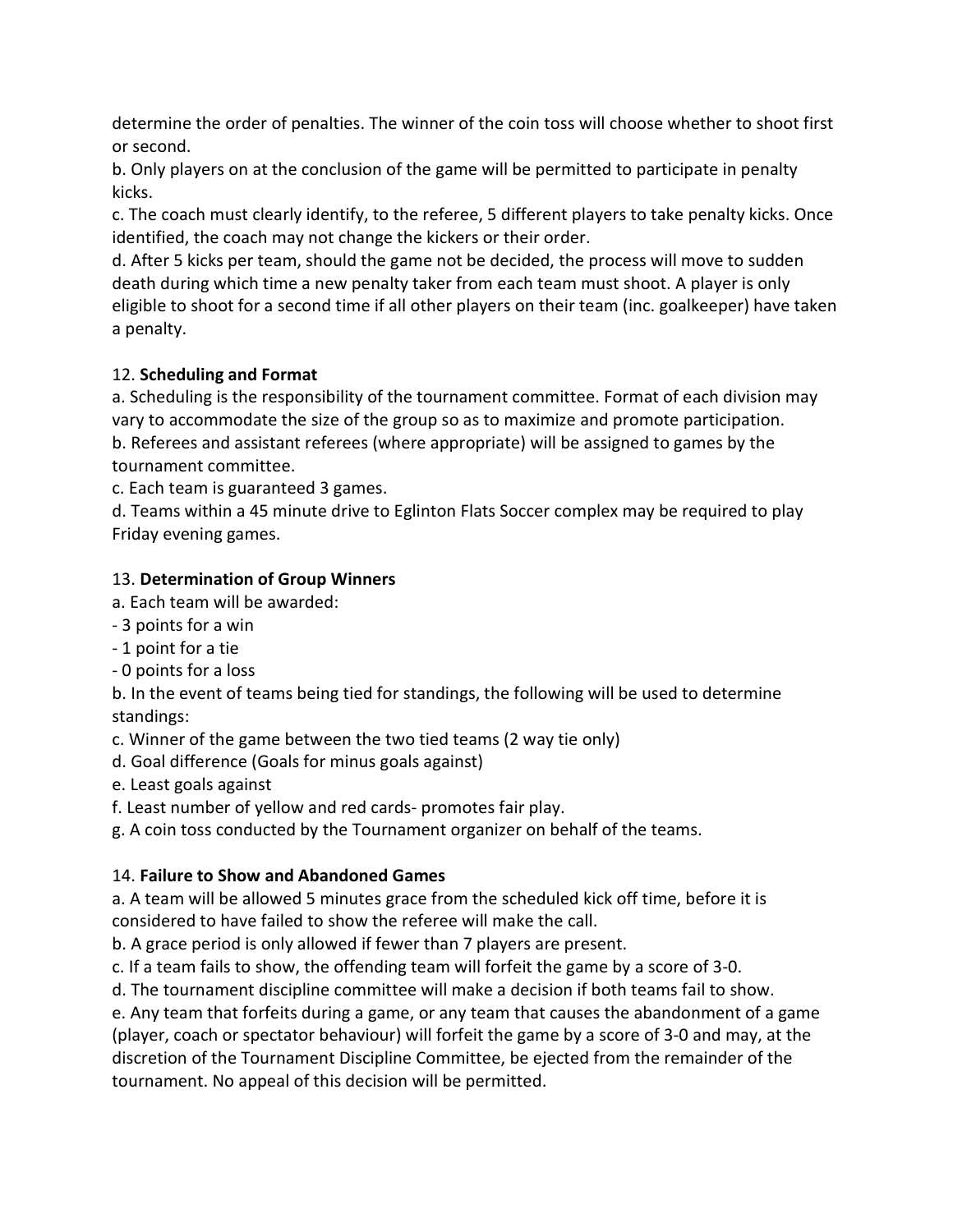determine the order of penalties. The winner of the coin toss will choose whether to shoot first or second.

b. Only players on at the conclusion of the game will be permitted to participate in penalty kicks.

c. The coach must clearly identify, to the referee, 5 different players to take penalty kicks. Once identified, the coach may not change the kickers or their order.

d. After 5 kicks per team, should the game not be decided, the process will move to sudden death during which time a new penalty taker from each team must shoot. A player is only eligible to shoot for a second time if all other players on their team (inc. goalkeeper) have taken a penalty.

12. **Scheduling and Format**

a. Scheduling is the responsibility of the tournament committee. Format of each division may vary to accommodate the size of the group so as to maximize and promote participation.

b. Referees and assistant referees (where appropriate) will be assigned to games by the tournament committee.

c. Each team is guaranteed 3 games.

d. Teams within a 45 minute drive to Eglinton Flats Soccer complex may be required to play Friday evening games.

13. **Determination of Group Winners**

a. Each team will be awarded:

- 3 points for a win
- 1 point for a tie
- 0 points for a loss

b. In the event of teams being tied for standings, the following will be used to determine standings:

c. Winner of the game between the two tied teams (2 way tie only)

d. Goal difference (Goals for minus goals against)

e. Least goals against

f. Least number of yellow and red cards- promotes fair play.

g. A coin toss conducted by the Tournament organizer on behalf of the teams.

14. **Failure to Show and Abandoned Games**

a. A team will be allowed 5 minutes grace from the scheduled kick off time, before it is considered to have failed to show the referee will make the call.

b. A grace period is only allowed if fewer than 7 players are present.

c. If a team fails to show, the offending team will forfeit the game by a score of 3-0.

d. The tournament discipline committee will make a decision if both teams fail to show.

e. Any team that forfeits during a game, or any team that causes the abandonment of a game (player, coach or spectator behaviour) will forfeit the game by a score of 3-0 and may, at the discretion of the Tournament Discipline Committee, be ejected from the remainder of the tournament. No appeal of this decision will be permitted.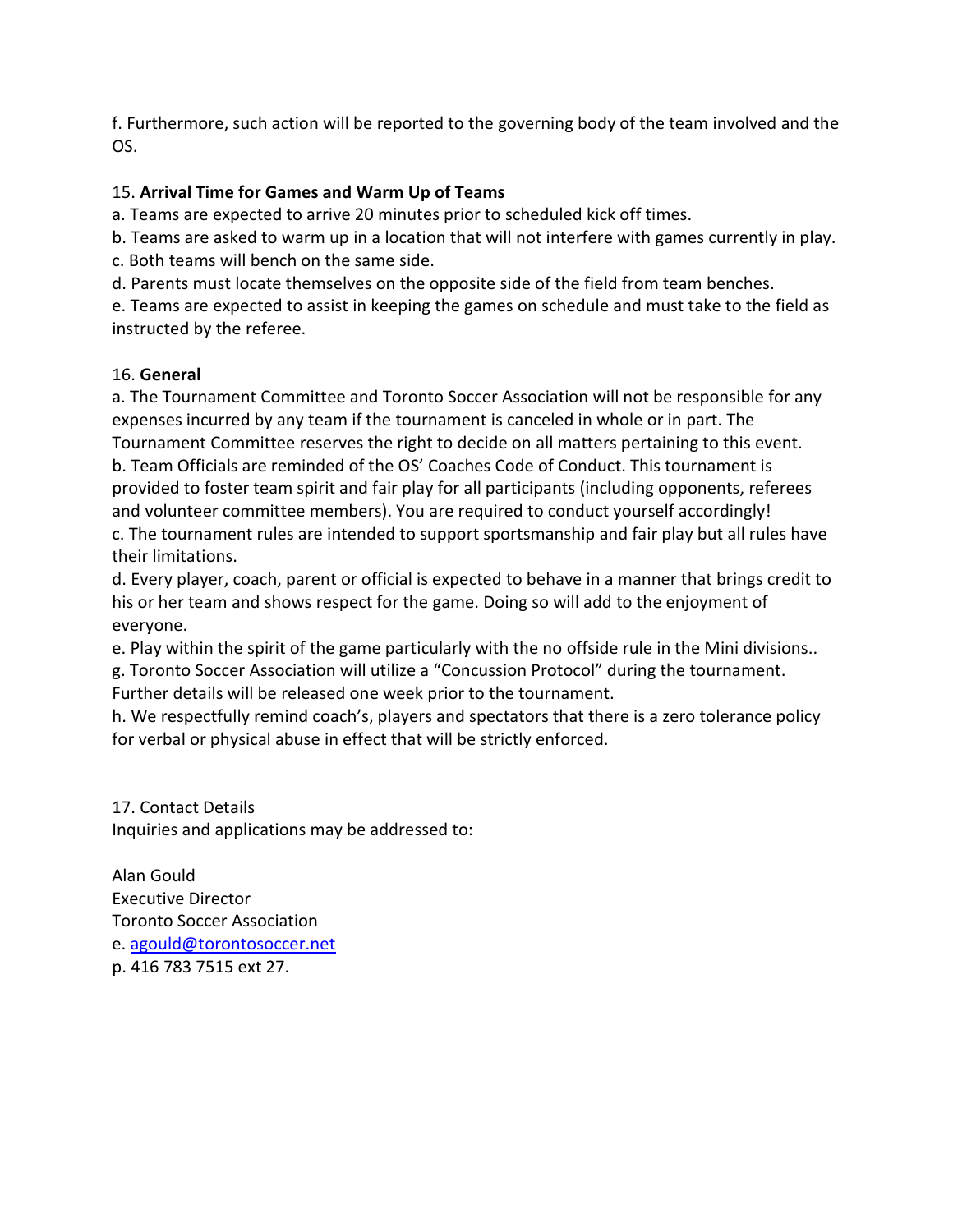f. Furthermore, such action will be reported to the governing body of the team involved and the OS.

15. **Arrival Time for Games and Warm Up of Teams**

a. Teams are expected to arrive 20 minutes prior to scheduled kick off times.
b. Teams are asked to warm up in a location that will not interfere with games currently in play.
c. Both teams will bench on the same side.
d. Parents must locate themselves on the opposite side of the field from team benches.
e. Teams are expected to assist in keeping the games on schedule and must take to the field as instructed by the referee.

16. **General**

a. The Tournament Committee and Toronto Soccer Association will not be responsible for any expenses incurred by any team if the tournament is canceled in whole or in part. The Tournament Committee reserves the right to decide on all matters pertaining to this event.
b. Team Officials are reminded of the OS' Coaches Code of Conduct. This tournament is provided to foster team spirit and fair play for all participants (including opponents, referees and volunteer committee members). You are required to conduct yourself accordingly!
c. The tournament rules are intended to support sportsmanship and fair play but all rules have their limitations.
d. Every player, coach, parent or official is expected to behave in a manner that brings credit to his or her team and shows respect for the game. Doing so will add to the enjoyment of everyone.
e. Play within the spirit of the game particularly with the no offside rule in the Mini divisions..
g. Toronto Soccer Association will utilize a "Concussion Protocol" during the tournament. Further details will be released one week prior to the tournament.
h. We respectfully remind coach's, players and spectators that there is a zero tolerance policy for verbal or physical abuse in effect that will be strictly enforced.

17. Contact Details
Inquiries and applications may be addressed to:

Alan Gould
Executive Director
Toronto Soccer Association
e. agould@torontosoccer.net
p. 416 783 7515 ext 27.